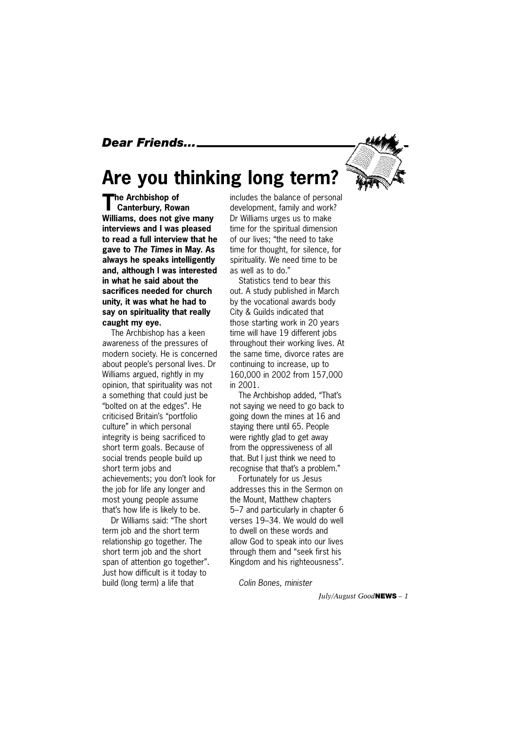*Dear Friends...*

# Are you thinking long term?

**The Archbishop of Canterbury, Rowan Williams, does not give many interviews and I was pleased to read a full interview that he gave to *The Times* in May. As always he speaks intelligently and, although I was interested in what he said about the sacrifices needed for church unity, it was what he had to say on spirituality that really caught my eye.**

The Archbishop has a keen awareness of the pressures of modern society. He is concerned about people's personal lives. Dr Williams argued, rightly in my opinion, that spirituality was not a something that could just be "bolted on at the edges". He criticised Britain's "portfolio culture" in which personal integrity is being sacrificed to short term goals. Because of social trends people build up short term jobs and achievements; you don't look for the job for life any longer and most young people assume that's how life is likely to be.

Dr Williams said: "The short term job and the short term relationship go together. The short term job and the short span of attention go together". Just how difficult is it today to build (long term) a life that includes the balance of personal development, family and work? Dr Williams urges us to make time for the spiritual dimension of our lives; "the need to take time for thought, for silence, for spirituality. We need time to be as well as to do."

Statistics tend to bear this out. A study published in March by the vocational awards body City & Guilds indicated that those starting work in 20 years time will have 19 different jobs throughout their working lives. At the same time, divorce rates are continuing to increase, up to 160,000 in 2002 from 157,000 in 2001.

The Archbishop added, "That's not saying we need to go back to going down the mines at 16 and staying there until 65. People were rightly glad to get away from the oppressiveness of all that. But I just think we need to recognise that that's a problem."

Fortunately for us Jesus addresses this in the Sermon on the Mount, Matthew chapters 5–7 and particularly in chapter 6 verses 19–34. We would do well to dwell on these words and allow God to speak into our lives through them and "seek first his Kingdom and his righteousness".

*Colin Bones, minister*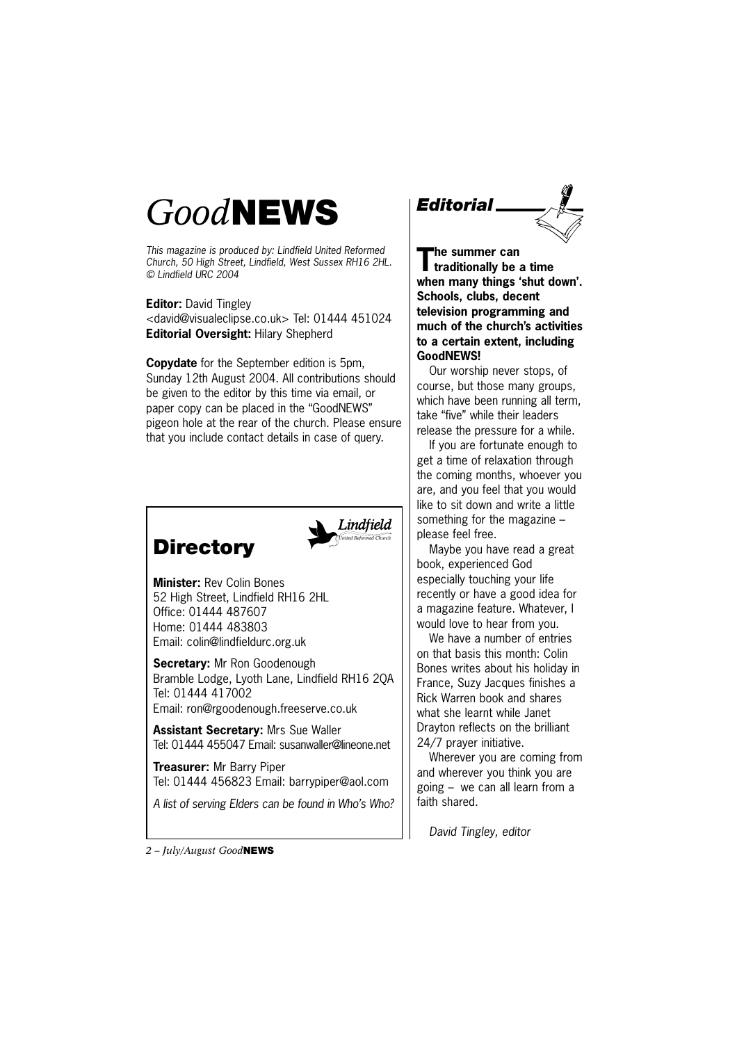# *Good*NEWS

*This magazine is produced by: Lindfield United Reformed Church, 50 High Street, Lindfield, West Sussex RH16 2HL. © Lindfield URC 2004*

**Editor:** David Tingley
<david@visualeclipse.co.uk> Tel: 01444 451024
**Editorial Oversight:** Hilary Shepherd

**Copydate** for the September edition is 5pm, Sunday 12th August 2004. All contributions should be given to the editor by this time via email, or paper copy can be placed in the "GoodNEWS" pigeon hole at the rear of the church. Please ensure that you include contact details in case of query.

## Directory

Lindfield United Reformed Church

**Minister:** Rev Colin Bones
52 High Street, Lindfield RH16 2HL
Office: 01444 487607
Home: 01444 483803
Email: colin@lindfieldurc.org.uk

**Secretary:** Mr Ron Goodenough
Bramble Lodge, Lyoth Lane, Lindfield RH16 2QA
Tel: 01444 417002
Email: ron@rgoodenough.freeserve.co.uk

**Assistant Secretary:** Mrs Sue Waller
Tel: 01444 455047 Email: susanwaller@lineone.net

**Treasurer:** Mr Barry Piper
Tel: 01444 456823 Email: barrypiper@aol.com

*A list of serving Elders can be found in Who's Who?*

## *Editorial*

**The summer can traditionally be a time when many things 'shut down'. Schools, clubs, decent television programming and much of the church's activities to a certain extent, including GoodNEWS!**

Our worship never stops, of course, but those many groups, which have been running all term, take "five" while their leaders release the pressure for a while.

If you are fortunate enough to get a time of relaxation through the coming months, whoever you are, and you feel that you would like to sit down and write a little something for the magazine – please feel free.

Maybe you have read a great book, experienced God especially touching your life recently or have a good idea for a magazine feature. Whatever, I would love to hear from you.

We have a number of entries on that basis this month: Colin Bones writes about his holiday in France, Suzy Jacques finishes a Rick Warren book and shares what she learnt while Janet Drayton reflects on the brilliant 24/7 prayer initiative.

Wherever you are coming from and wherever you think you are going – we can all learn from a faith shared.

*David Tingley, editor*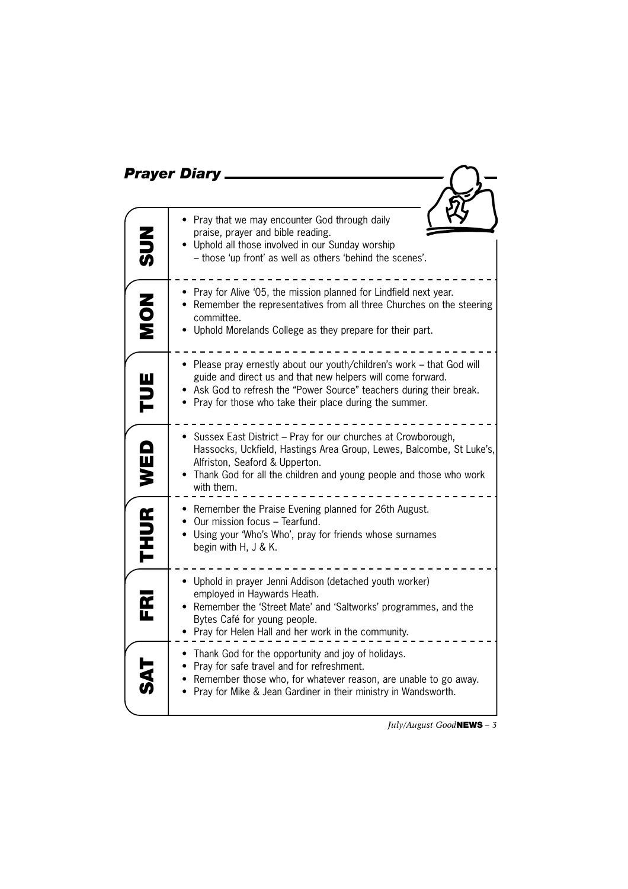## *Prayer Diary*

### SUN

- Pray that we may encounter God through daily praise, prayer and bible reading.
- Uphold all those involved in our Sunday worship – those 'up front' as well as others 'behind the scenes'.

### MON

- Pray for Alive '05, the mission planned for Lindfield next year.
- Remember the representatives from all three Churches on the steering committee.
- Uphold Morelands College as they prepare for their part.

### TUE

- Please pray ernestly about our youth/children's work – that God will guide and direct us and that new helpers will come forward.
- Ask God to refresh the "Power Source" teachers during their break.
- Pray for those who take their place during the summer.

### WED

- Sussex East District – Pray for our churches at Crowborough, Hassocks, Uckfield, Hastings Area Group, Lewes, Balcombe, St Luke's, Alfriston, Seaford & Upperton.
- Thank God for all the children and young people and those who work with them.

### THUR

- Remember the Praise Evening planned for 26th August.
- Our mission focus – Tearfund.
- Using your 'Who's Who', pray for friends whose surnames begin with H, J & K.

### FRI

- Uphold in prayer Jenni Addison (detached youth worker) employed in Haywards Heath.
- Remember the 'Street Mate' and 'Saltworks' programmes, and the Bytes Café for young people.
- Pray for Helen Hall and her work in the community.

### SAT

- Thank God for the opportunity and joy of holidays.
- Pray for safe travel and for refreshment.
- Remember those who, for whatever reason, are unable to go away.
- Pray for Mike & Jean Gardiner in their ministry in Wandsworth.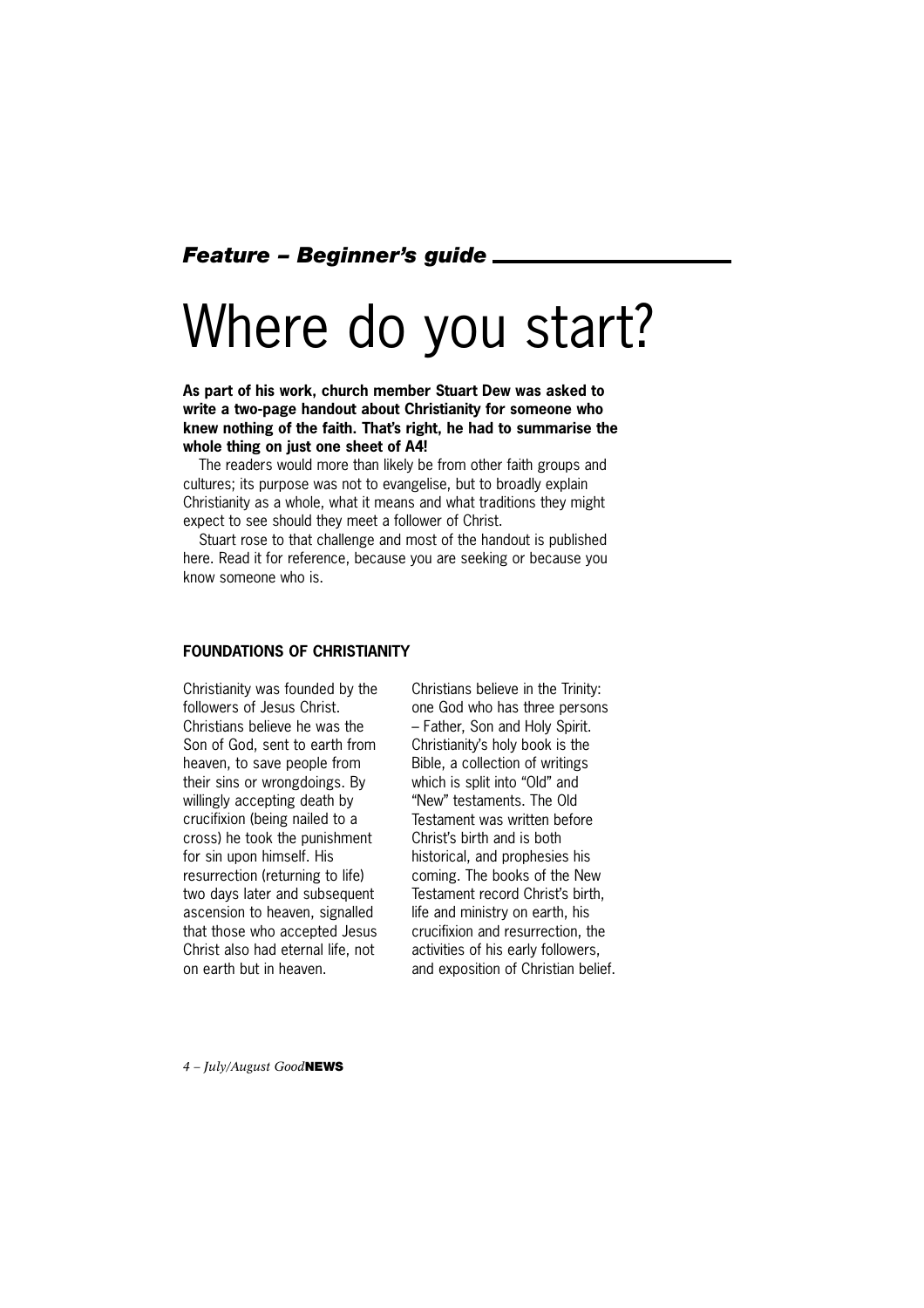*Feature – Beginner's guide*

# Where do you start?

**As part of his work, church member Stuart Dew was asked to write a two-page handout about Christianity for someone who knew nothing of the faith. That's right, he had to summarise the whole thing on just one sheet of A4!**

The readers would more than likely be from other faith groups and cultures; its purpose was not to evangelise, but to broadly explain Christianity as a whole, what it means and what traditions they might expect to see should they meet a follower of Christ.

Stuart rose to that challenge and most of the handout is published here. Read it for reference, because you are seeking or because you know someone who is.

## FOUNDATIONS OF CHRISTIANITY

Christianity was founded by the followers of Jesus Christ. Christians believe he was the Son of God, sent to earth from heaven, to save people from their sins or wrongdoings. By willingly accepting death by crucifixion (being nailed to a cross) he took the punishment for sin upon himself. His resurrection (returning to life) two days later and subsequent ascension to heaven, signalled that those who accepted Jesus Christ also had eternal life, not on earth but in heaven.

Christians believe in the Trinity: one God who has three persons – Father, Son and Holy Spirit. Christianity's holy book is the Bible, a collection of writings which is split into "Old" and "New" testaments. The Old Testament was written before Christ's birth and is both historical, and prophesies his coming. The books of the New Testament record Christ's birth, life and ministry on earth, his crucifixion and resurrection, the activities of his early followers, and exposition of Christian belief.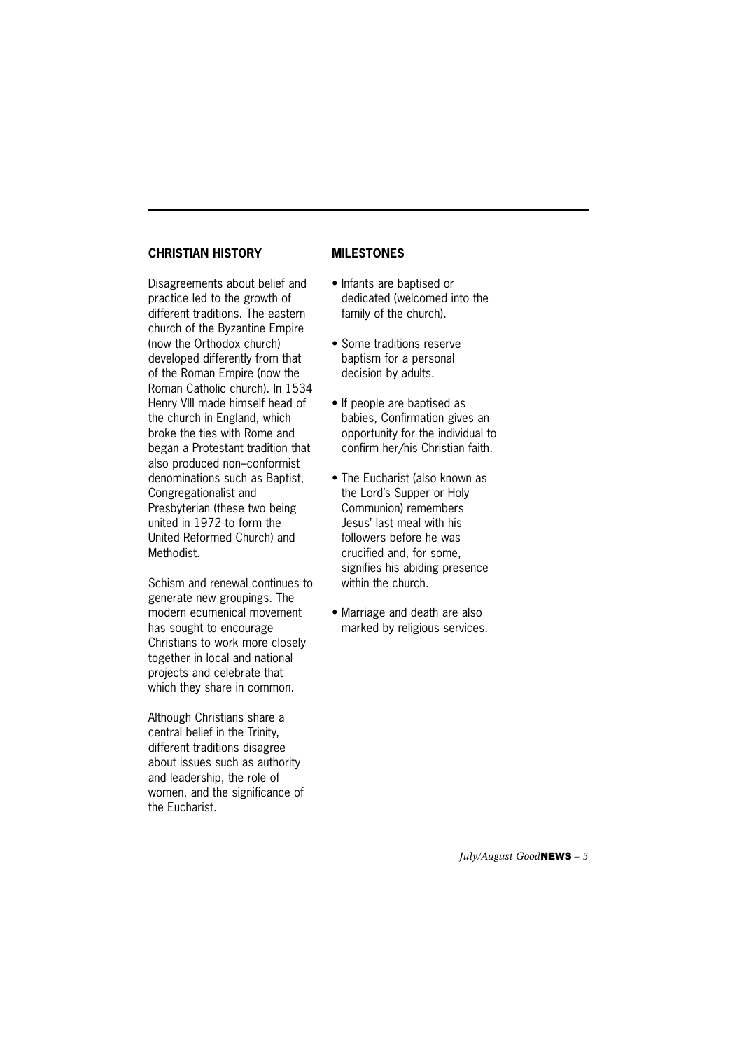## CHRISTIAN HISTORY

Disagreements about belief and practice led to the growth of different traditions. The eastern church of the Byzantine Empire (now the Orthodox church) developed differently from that of the Roman Empire (now the Roman Catholic church). In 1534 Henry VIII made himself head of the church in England, which broke the ties with Rome and began a Protestant tradition that also produced non–conformist denominations such as Baptist, Congregationalist and Presbyterian (these two being united in 1972 to form the United Reformed Church) and Methodist.

Schism and renewal continues to generate new groupings. The modern ecumenical movement has sought to encourage Christians to work more closely together in local and national projects and celebrate that which they share in common.

Although Christians share a central belief in the Trinity, different traditions disagree about issues such as authority and leadership, the role of women, and the significance of the Eucharist.

## MILESTONES

- Infants are baptised or dedicated (welcomed into the family of the church).
- Some traditions reserve baptism for a personal decision by adults.
- If people are baptised as babies, Confirmation gives an opportunity for the individual to confirm her/his Christian faith.
- The Eucharist (also known as the Lord's Supper or Holy Communion) remembers Jesus' last meal with his followers before he was crucified and, for some, signifies his abiding presence within the church.
- Marriage and death are also marked by religious services.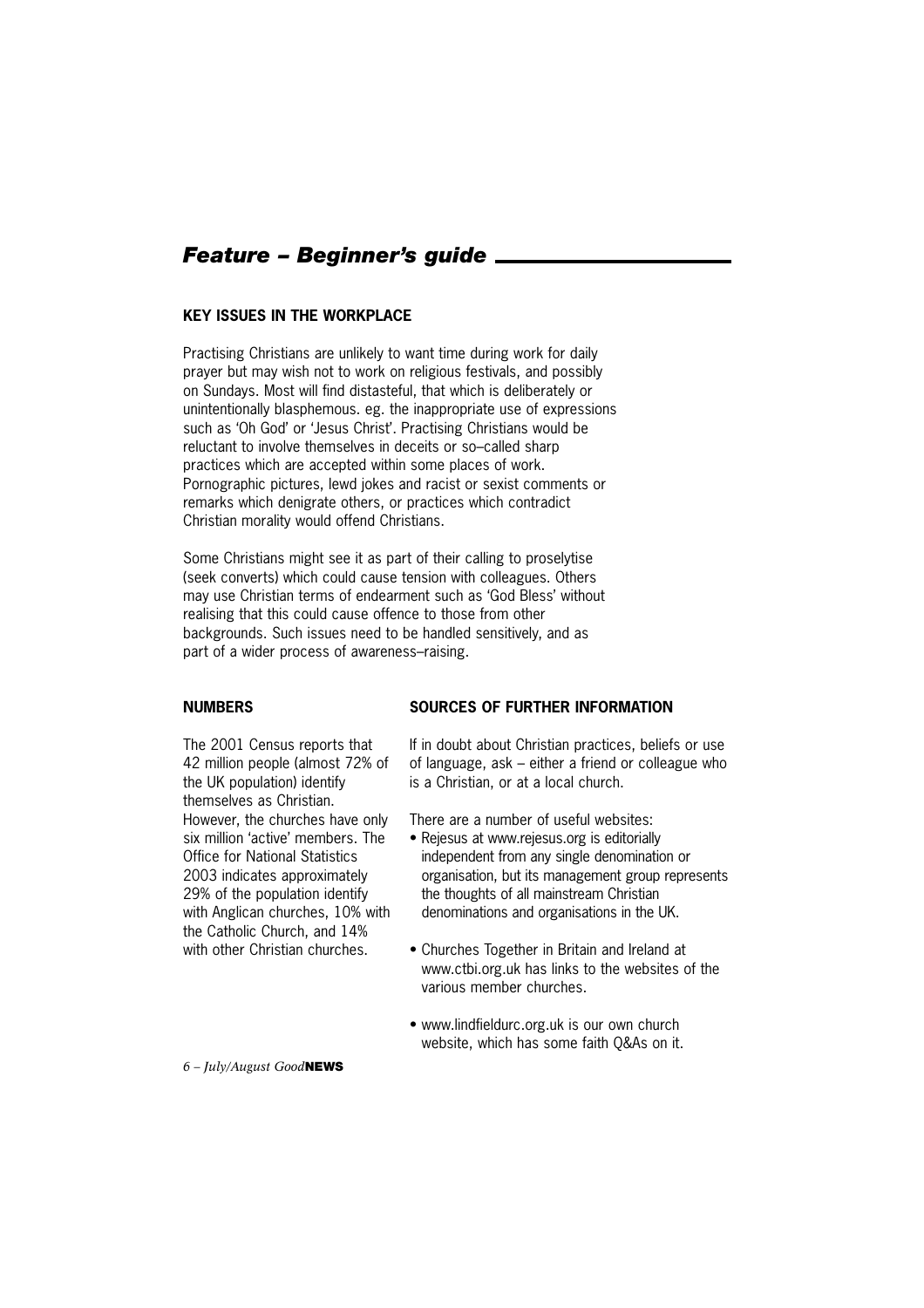## *Feature – Beginner's guide*

### KEY ISSUES IN THE WORKPLACE

Practising Christians are unlikely to want time during work for daily prayer but may wish not to work on religious festivals, and possibly on Sundays. Most will find distasteful, that which is deliberately or unintentionally blasphemous. eg. the inappropriate use of expressions such as 'Oh God' or 'Jesus Christ'. Practising Christians would be reluctant to involve themselves in deceits or so–called sharp practices which are accepted within some places of work. Pornographic pictures, lewd jokes and racist or sexist comments or remarks which denigrate others, or practices which contradict Christian morality would offend Christians.

Some Christians might see it as part of their calling to proselytise (seek converts) which could cause tension with colleagues. Others may use Christian terms of endearment such as 'God Bless' without realising that this could cause offence to those from other backgrounds. Such issues need to be handled sensitively, and as part of a wider process of awareness–raising.

### NUMBERS

The 2001 Census reports that 42 million people (almost 72% of the UK population) identify themselves as Christian. However, the churches have only six million 'active' members. The Office for National Statistics 2003 indicates approximately 29% of the population identify with Anglican churches, 10% with the Catholic Church, and 14% with other Christian churches.

### SOURCES OF FURTHER INFORMATION

If in doubt about Christian practices, beliefs or use of language, ask – either a friend or colleague who is a Christian, or at a local church.

There are a number of useful websites:

- Rejesus at www.rejesus.org is editorially independent from any single denomination or organisation, but its management group represents the thoughts of all mainstream Christian denominations and organisations in the UK.
- Churches Together in Britain and Ireland at www.ctbi.org.uk has links to the websites of the various member churches.
- www.lindfieldurc.org.uk is our own church website, which has some faith Q&As on it.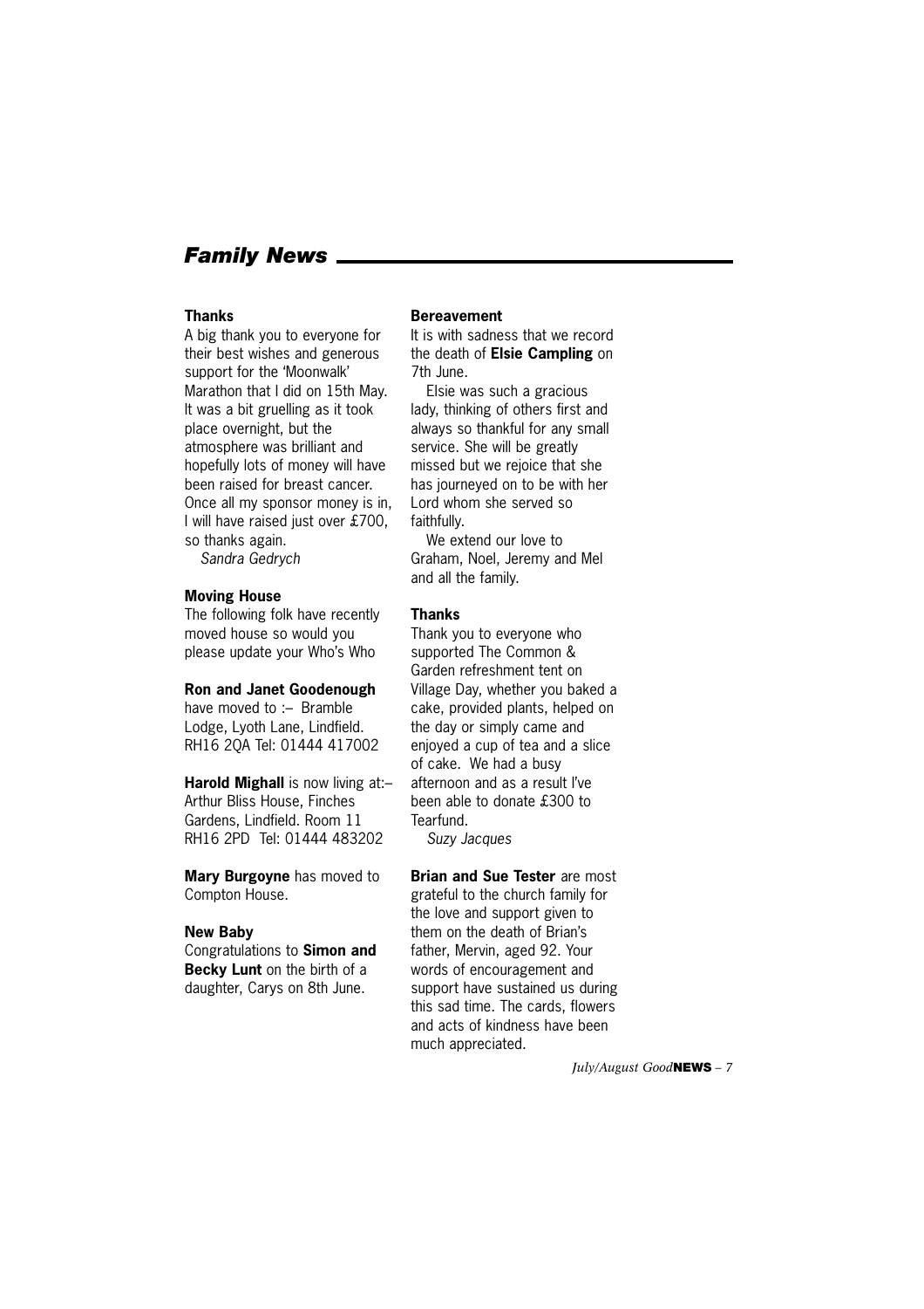# Family News

### Thanks

A big thank you to everyone for their best wishes and generous support for the 'Moonwalk' Marathon that I did on 15th May. It was a bit gruelling as it took place overnight, but the atmosphere was brilliant and hopefully lots of money will have been raised for breast cancer. Once all my sponsor money is in, I will have raised just over £700, so thanks again.

*Sandra Gedrych*

### Moving House

The following folk have recently moved house so would you please update your Who's Who

**Ron and Janet Goodenough** have moved to :– Bramble Lodge, Lyoth Lane, Lindfield. RH16 2QA Tel: 01444 417002

**Harold Mighall** is now living at:– Arthur Bliss House, Finches Gardens, Lindfield. Room 11 RH16 2PD Tel: 01444 483202

**Mary Burgoyne** has moved to Compton House.

### New Baby

Congratulations to **Simon and Becky Lunt** on the birth of a daughter, Carys on 8th June.

### Bereavement

It is with sadness that we record the death of **Elsie Campling** on 7th June.

Elsie was such a gracious lady, thinking of others first and always so thankful for any small service. She will be greatly missed but we rejoice that she has journeyed on to be with her Lord whom she served so faithfully.

We extend our love to Graham, Noel, Jeremy and Mel and all the family.

### Thanks

Thank you to everyone who supported The Common & Garden refreshment tent on Village Day, whether you baked a cake, provided plants, helped on the day or simply came and enjoyed a cup of tea and a slice of cake. We had a busy afternoon and as a result I've been able to donate £300 to Tearfund.

*Suzy Jacques*

**Brian and Sue Tester** are most grateful to the church family for the love and support given to them on the death of Brian's father, Mervin, aged 92. Your words of encouragement and support have sustained us during this sad time. The cards, flowers and acts of kindness have been much appreciated.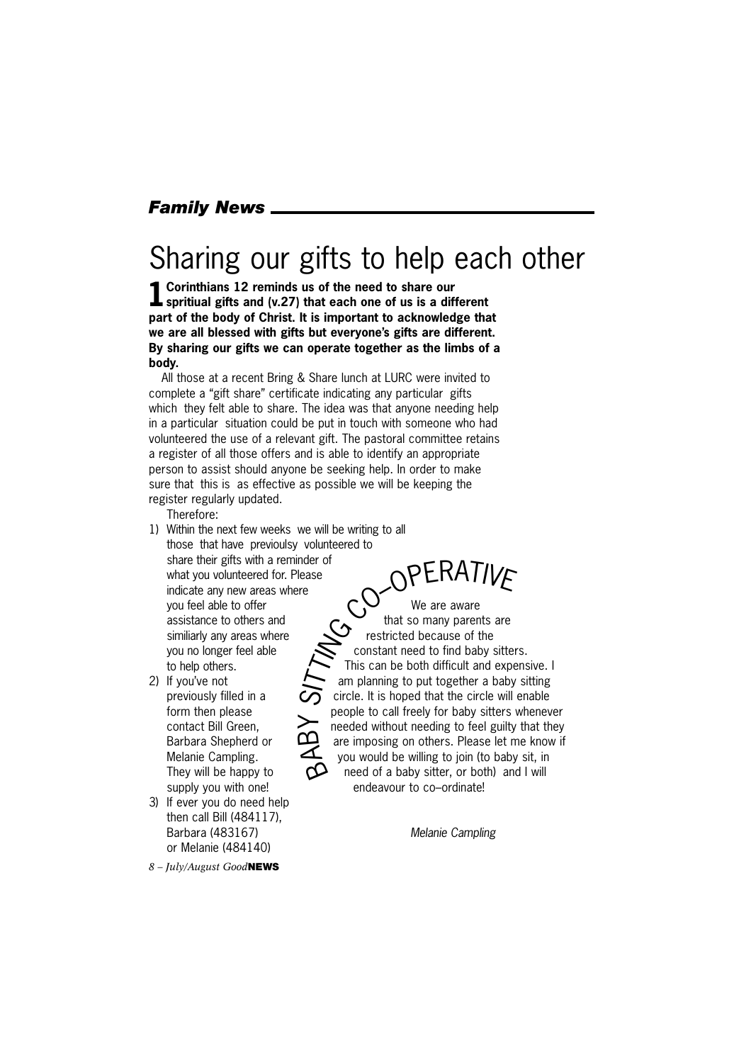## *Family News*

# Sharing our gifts to help each other

**1 Corinthians 12 reminds us of the need to share our spritiual gifts and (v.27) that each one of us is a different part of the body of Christ. It is important to acknowledge that we are all blessed with gifts but everyone's gifts are different. By sharing our gifts we can operate together as the limbs of a body.**

All those at a recent Bring & Share lunch at LURC were invited to complete a "gift share" certificate indicating any particular gifts which they felt able to share. The idea was that anyone needing help in a particular situation could be put in touch with someone who had volunteered the use of a relevant gift. The pastoral committee retains a register of all those offers and is able to identify an appropriate person to assist should anyone be seeking help. In order to make sure that this is as effective as possible we will be keeping the register regularly updated.

Therefore:

1) Within the next few weeks we will be writing to all those that have previoulsy volunteered to share their gifts with a reminder of what you volunteered for. Please indicate any new areas where you feel able to offer assistance to others and similiarly any areas where you no longer feel able to help others.
2) If you've not previously filled in a form then please contact Bill Green, Barbara Shepherd or Melanie Campling. They will be happy to supply you with one!
3) If ever you do need help then call Bill (484117), Barbara (483167) or Melanie (484140)

## BABY SITTING CO–OPERATIVE

We are aware that so many parents are restricted because of the constant need to find baby sitters. This can be both difficult and expensive. I am planning to put together a baby sitting circle. It is hoped that the circle will enable people to call freely for baby sitters whenever needed without needing to feel guilty that they are imposing on others. Please let me know if you would be willing to join (to baby sit, in need of a baby sitter, or both) and I will endeavour to co–ordinate!

*Melanie Campling*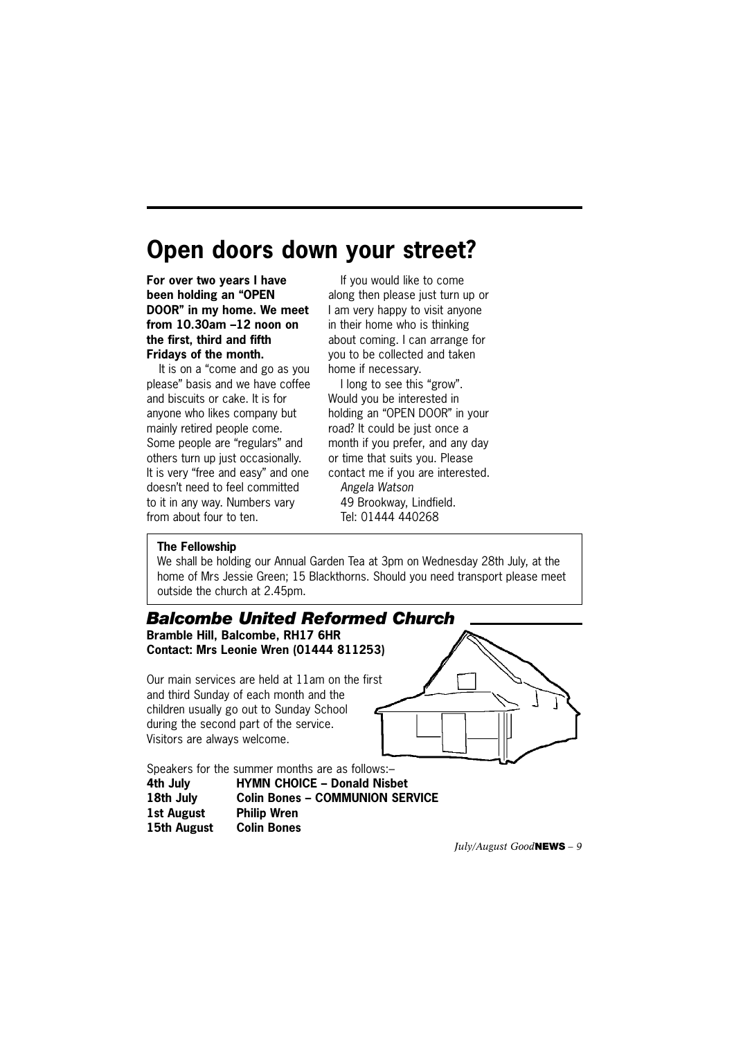# Open doors down your street?

**For over two years I have been holding an "OPEN DOOR" in my home. We meet from 10.30am –12 noon on the first, third and fifth Fridays of the month.**

It is on a "come and go as you please" basis and we have coffee and biscuits or cake. It is for anyone who likes company but mainly retired people come. Some people are "regulars" and others turn up just occasionally. It is very "free and easy" and one doesn't need to feel committed to it in any way. Numbers vary from about four to ten.

If you would like to come along then please just turn up or I am very happy to visit anyone in their home who is thinking about coming. I can arrange for you to be collected and taken home if necessary.

I long to see this "grow". Would you be interested in holding an "OPEN DOOR" in your road? It could be just once a month if you prefer, and any day or time that suits you. Please contact me if you are interested.

*Angela Watson*
49 Brookway, Lindfield.
Tel: 01444 440268

**The Fellowship**

We shall be holding our Annual Garden Tea at 3pm on Wednesday 28th July, at the home of Mrs Jessie Green; 15 Blackthorns. Should you need transport please meet outside the church at 2.45pm.

## *Balcombe United Reformed Church*

**Bramble Hill, Balcombe, RH17 6HR**
**Contact: Mrs Leonie Wren (01444 811253)**

Our main services are held at 11am on the first and third Sunday of each month and the children usually go out to Sunday School during the second part of the service. Visitors are always welcome.

Speakers for the summer months are as follows:–

| | |
|---|---|
| **4th July** | **HYMN CHOICE – Donald Nisbet** |
| **18th July** | **Colin Bones – COMMUNION SERVICE** |
| **1st August** | **Philip Wren** |
| **15th August** | **Colin Bones** |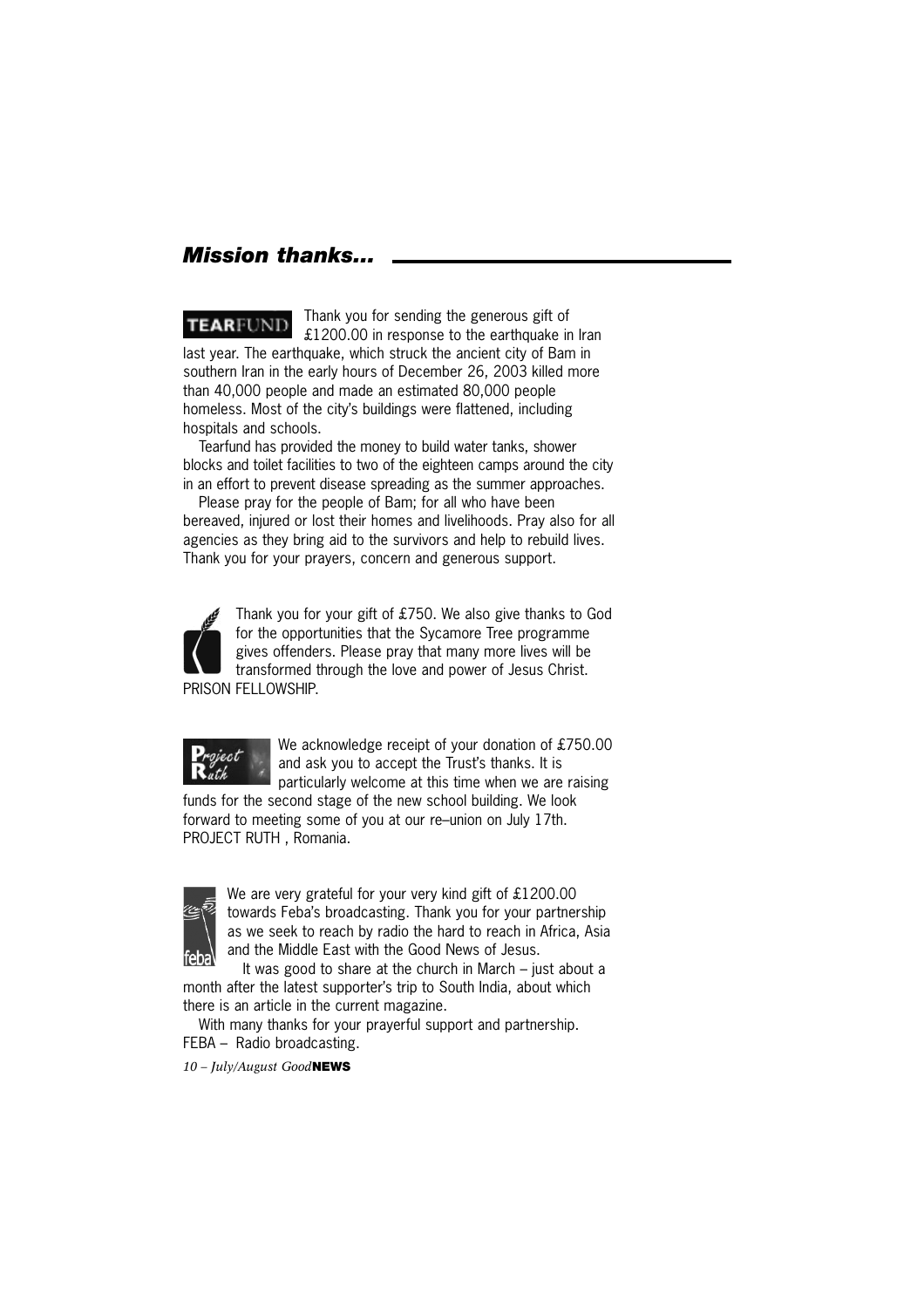## *Mission thanks...*

**TEAR**FUND Thank you for sending the generous gift of £1200.00 in response to the earthquake in Iran last year. The earthquake, which struck the ancient city of Bam in southern Iran in the early hours of December 26, 2003 killed more than 40,000 people and made an estimated 80,000 people homeless. Most of the city's buildings were flattened, including hospitals and schools.

Tearfund has provided the money to build water tanks, shower blocks and toilet facilities to two of the eighteen camps around the city in an effort to prevent disease spreading as the summer approaches.

Please pray for the people of Bam; for all who have been bereaved, injured or lost their homes and livelihoods. Pray also for all agencies as they bring aid to the survivors and help to rebuild lives. Thank you for your prayers, concern and generous support.

Thank you for your gift of £750. We also give thanks to God for the opportunities that the Sycamore Tree programme gives offenders. Please pray that many more lives will be transformed through the love and power of Jesus Christ. PRISON FELLOWSHIP.

Project Ruth We acknowledge receipt of your donation of £750.00 and ask you to accept the Trust's thanks. It is particularly welcome at this time when we are raising funds for the second stage of the new school building. We look forward to meeting some of you at our re–union on July 17th. PROJECT RUTH , Romania.

feba We are very grateful for your very kind gift of £1200.00 towards Feba's broadcasting. Thank you for your partnership as we seek to reach by radio the hard to reach in Africa, Asia and the Middle East with the Good News of Jesus.

It was good to share at the church in March – just about a month after the latest supporter's trip to South India, about which there is an article in the current magazine.

With many thanks for your prayerful support and partnership. FEBA – Radio broadcasting.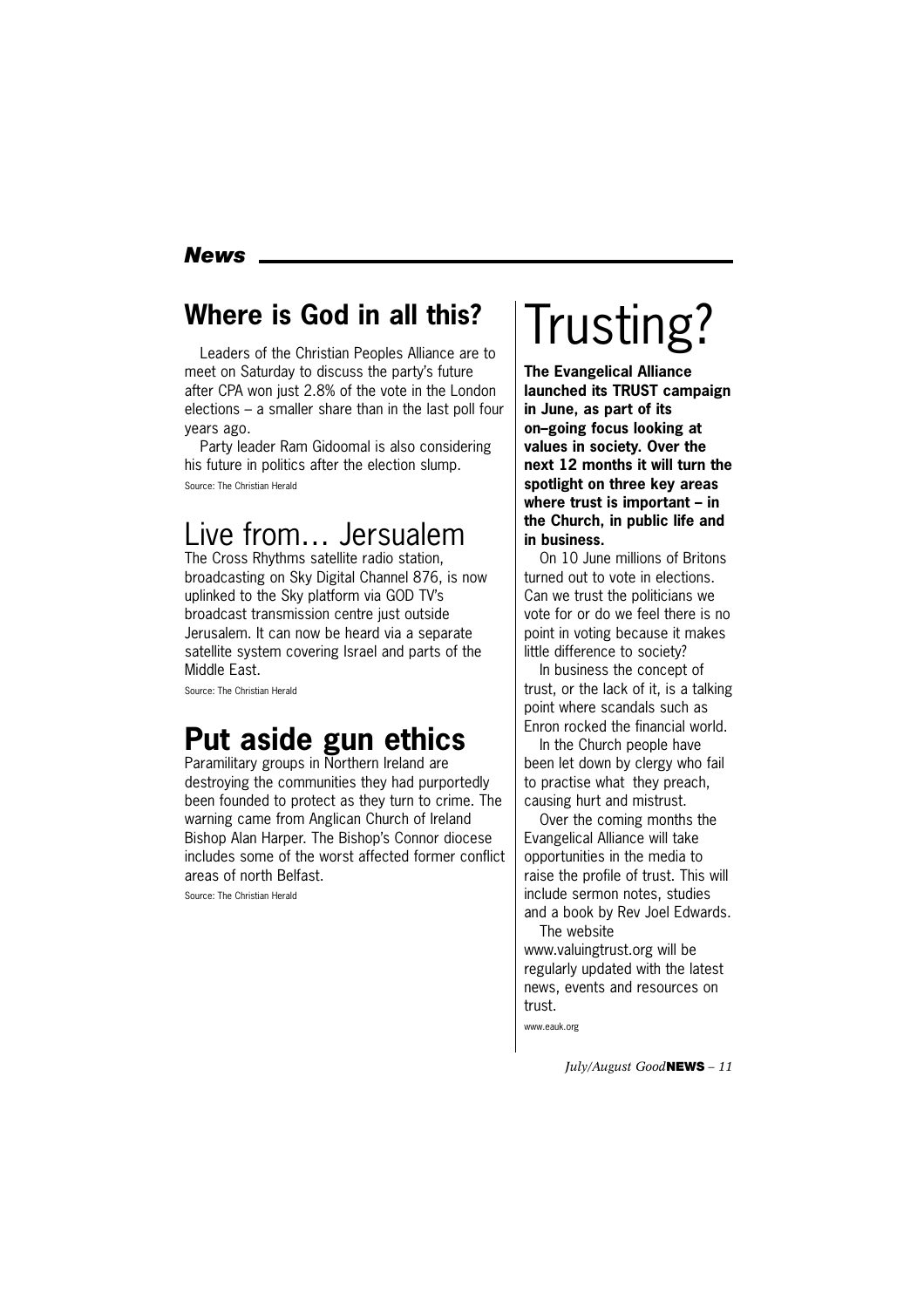## News

## Where is God in all this?

Leaders of the Christian Peoples Alliance are to meet on Saturday to discuss the party's future after CPA won just 2.8% of the vote in the London elections – a smaller share than in the last poll four years ago.

Party leader Ram Gidoomal is also considering his future in politics after the election slump.

Source: The Christian Herald

## Live from… Jersualem

The Cross Rhythms satellite radio station, broadcasting on Sky Digital Channel 876, is now uplinked to the Sky platform via GOD TV's broadcast transmission centre just outside Jerusalem. It can now be heard via a separate satellite system covering Israel and parts of the Middle East.

Source: The Christian Herald

## Put aside gun ethics

Paramilitary groups in Northern Ireland are destroying the communities they had purportedly been founded to protect as they turn to crime. The warning came from Anglican Church of Ireland Bishop Alan Harper. The Bishop's Connor diocese includes some of the worst affected former conflict areas of north Belfast.

Source: The Christian Herald

# Trusting?

**The Evangelical Alliance launched its TRUST campaign in June, as part of its on–going focus looking at values in society. Over the next 12 months it will turn the spotlight on three key areas where trust is important – in the Church, in public life and in business.**

On 10 June millions of Britons turned out to vote in elections. Can we trust the politicians we vote for or do we feel there is no point in voting because it makes little difference to society?

In business the concept of trust, or the lack of it, is a talking point where scandals such as Enron rocked the financial world.

In the Church people have been let down by clergy who fail to practise what they preach, causing hurt and mistrust.

Over the coming months the Evangelical Alliance will take opportunities in the media to raise the profile of trust. This will include sermon notes, studies and a book by Rev Joel Edwards.

The website www.valuingtrust.org will be regularly updated with the latest news, events and resources on trust.

www.eauk.org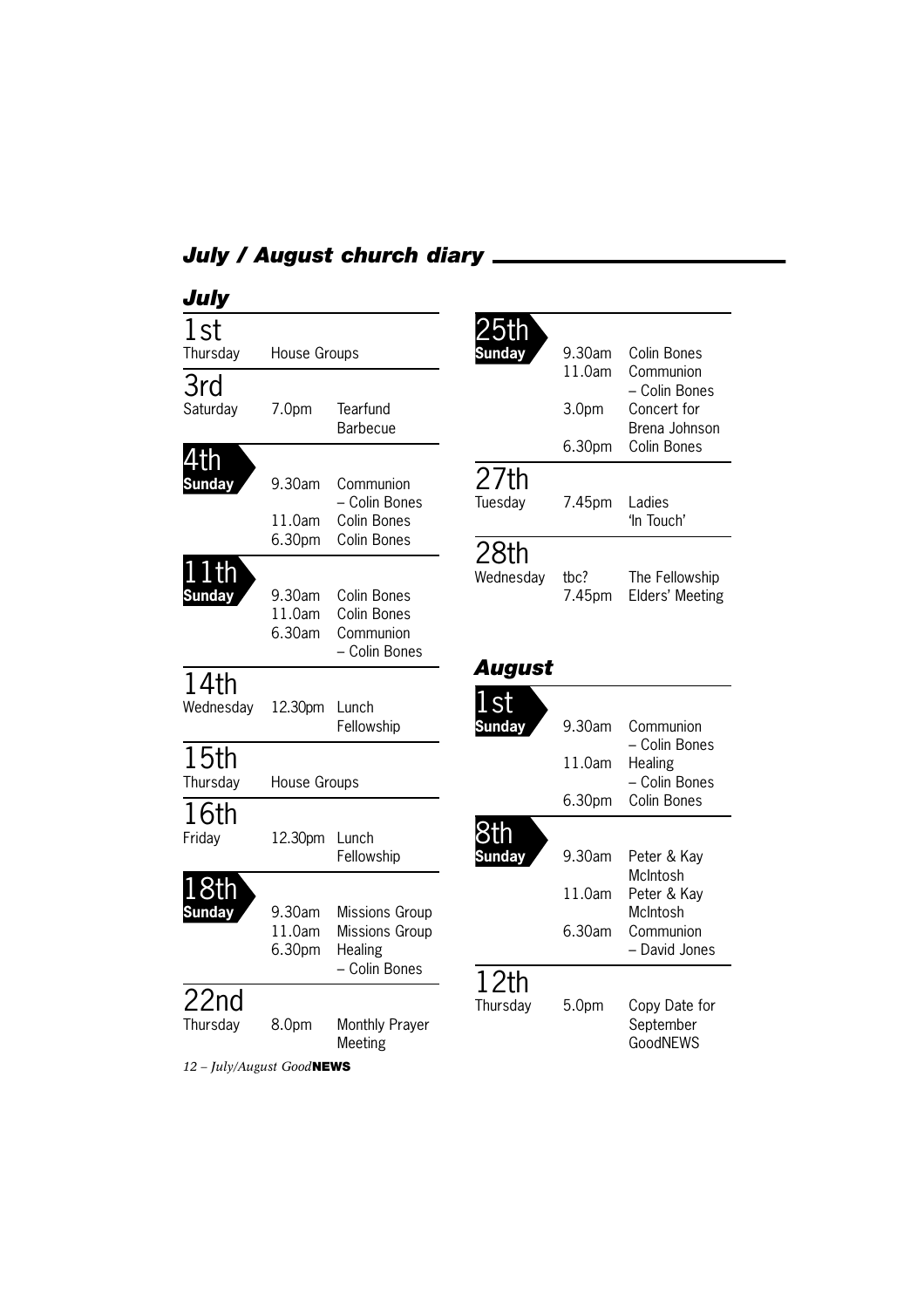## July / August church diary

### July

**1st** Thursday
House Groups

**3rd** Saturday
7.0pm Tearfund Barbecue

**4th Sunday**
9.30am Communion – Colin Bones
11.0am Colin Bones
6.30pm Colin Bones

**11th Sunday**
9.30am Colin Bones
11.0am Colin Bones
6.30am Communion – Colin Bones

**14th** Wednesday
12.30pm Lunch Fellowship

**15th** Thursday
House Groups

**16th** Friday
12.30pm Lunch Fellowship

**18th Sunday**
9.30am Missions Group
11.0am Missions Group
6.30pm Healing – Colin Bones

**22nd** Thursday
8.0pm Monthly Prayer Meeting

**25th Sunday**
9.30am Colin Bones
11.0am Communion – Colin Bones
3.0pm Concert for Brena Johnson
6.30pm Colin Bones

**27th** Tuesday
7.45pm Ladies 'In Touch'

**28th** Wednesday
tbc? The Fellowship
7.45pm Elders' Meeting

### August

**1st Sunday**
9.30am Communion – Colin Bones
11.0am Healing – Colin Bones
6.30pm Colin Bones

**8th Sunday**
9.30am Peter & Kay McIntosh
11.0am Peter & Kay McIntosh
6.30am Communion – David Jones

**12th** Thursday
5.0pm Copy Date for September GoodNEWS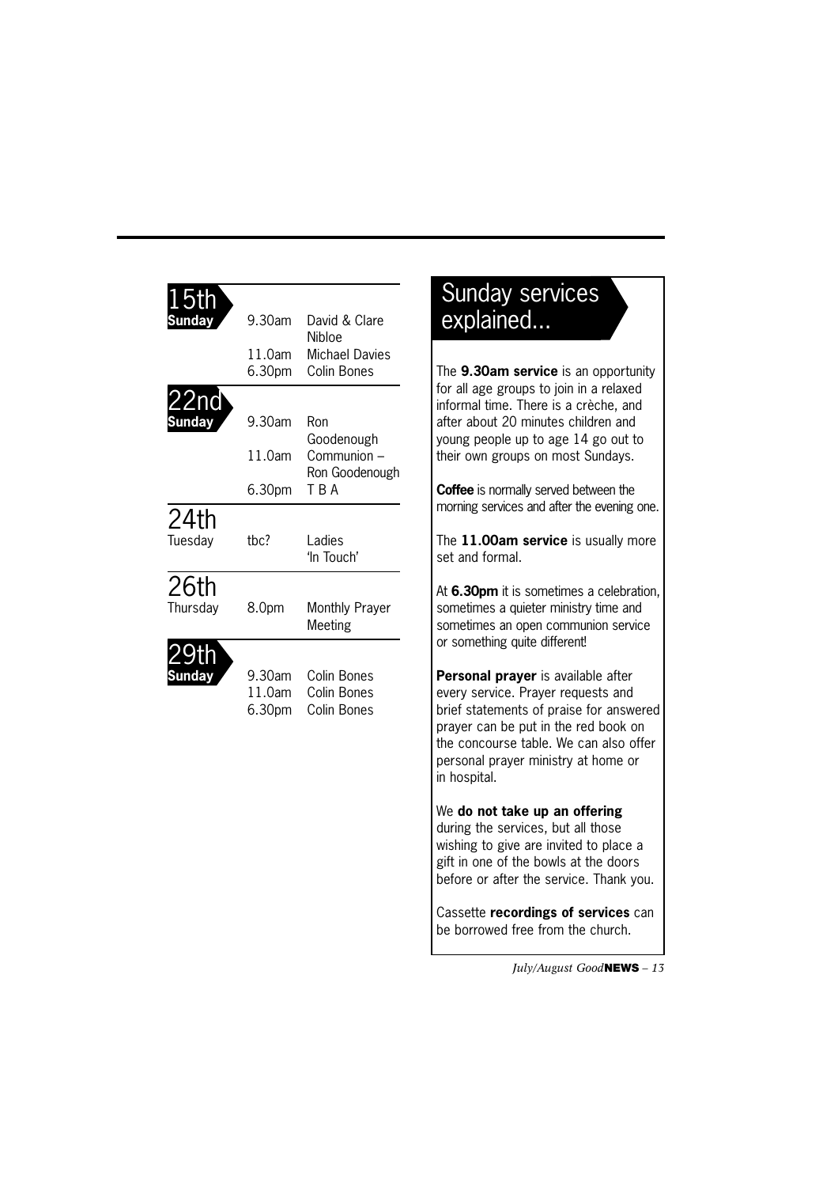| Date | Time | Event |
|---|---|---|
| 15th Sunday | 9.30am | David & Clare Nibloe |
| | 11.0am | Michael Davies |
| | 6.30pm | Colin Bones |
| 22nd Sunday | 9.30am | Ron Goodenough |
| | 11.0am | Communion – Ron Goodenough |
| | 6.30pm | T B A |
| 24th Tuesday | tbc? | Ladies 'In Touch' |
| 26th Thursday | 8.0pm | Monthly Prayer Meeting |
| 29th Sunday | 9.30am | Colin Bones |
| | 11.0am | Colin Bones |
| | 6.30pm | Colin Bones |

## Sunday services explained...

The **9.30am service** is an opportunity for all age groups to join in a relaxed informal time. There is a crèche, and after about 20 minutes children and young people up to age 14 go out to their own groups on most Sundays.

**Coffee** is normally served between the morning services and after the evening one.

The **11.00am service** is usually more set and formal.

At **6.30pm** it is sometimes a celebration, sometimes a quieter ministry time and sometimes an open communion service or something quite different!

**Personal prayer** is available after every service. Prayer requests and brief statements of praise for answered prayer can be put in the red book on the concourse table. We can also offer personal prayer ministry at home or in hospital.

We **do not take up an offering** during the services, but all those wishing to give are invited to place a gift in one of the bowls at the doors before or after the service. Thank you.

Cassette **recordings of services** can be borrowed free from the church.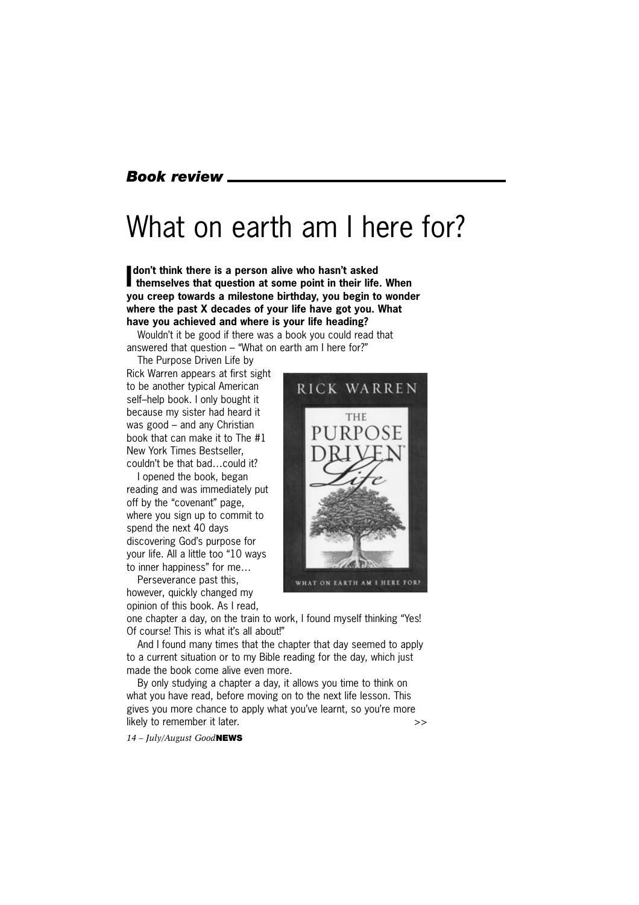*Book review*

# What on earth am I here for?

**I don't think there is a person alive who hasn't asked themselves that question at some point in their life. When you creep towards a milestone birthday, you begin to wonder where the past X decades of your life have got you. What have you achieved and where is your life heading?**

Wouldn't it be good if there was a book you could read that answered that question – "What on earth am I here for?"

The Purpose Driven Life by Rick Warren appears at first sight to be another typical American self–help book. I only bought it because my sister had heard it was good – and any Christian book that can make it to The #1 New York Times Bestseller, couldn't be that bad…could it?

I opened the book, began reading and was immediately put off by the "covenant" page, where you sign up to commit to spend the next 40 days discovering God's purpose for your life. All a little too "10 ways to inner happiness" for me…

Perseverance past this, however, quickly changed my opinion of this book. As I read, one chapter a day, on the train to work, I found myself thinking "Yes! Of course! This is what it's all about!"

And I found many times that the chapter that day seemed to apply to a current situation or to my Bible reading for the day, which just made the book come alive even more.

By only studying a chapter a day, it allows you time to think on what you have read, before moving on to the next life lesson. This gives you more chance to apply what you've learnt, so you're more likely to remember it later. >>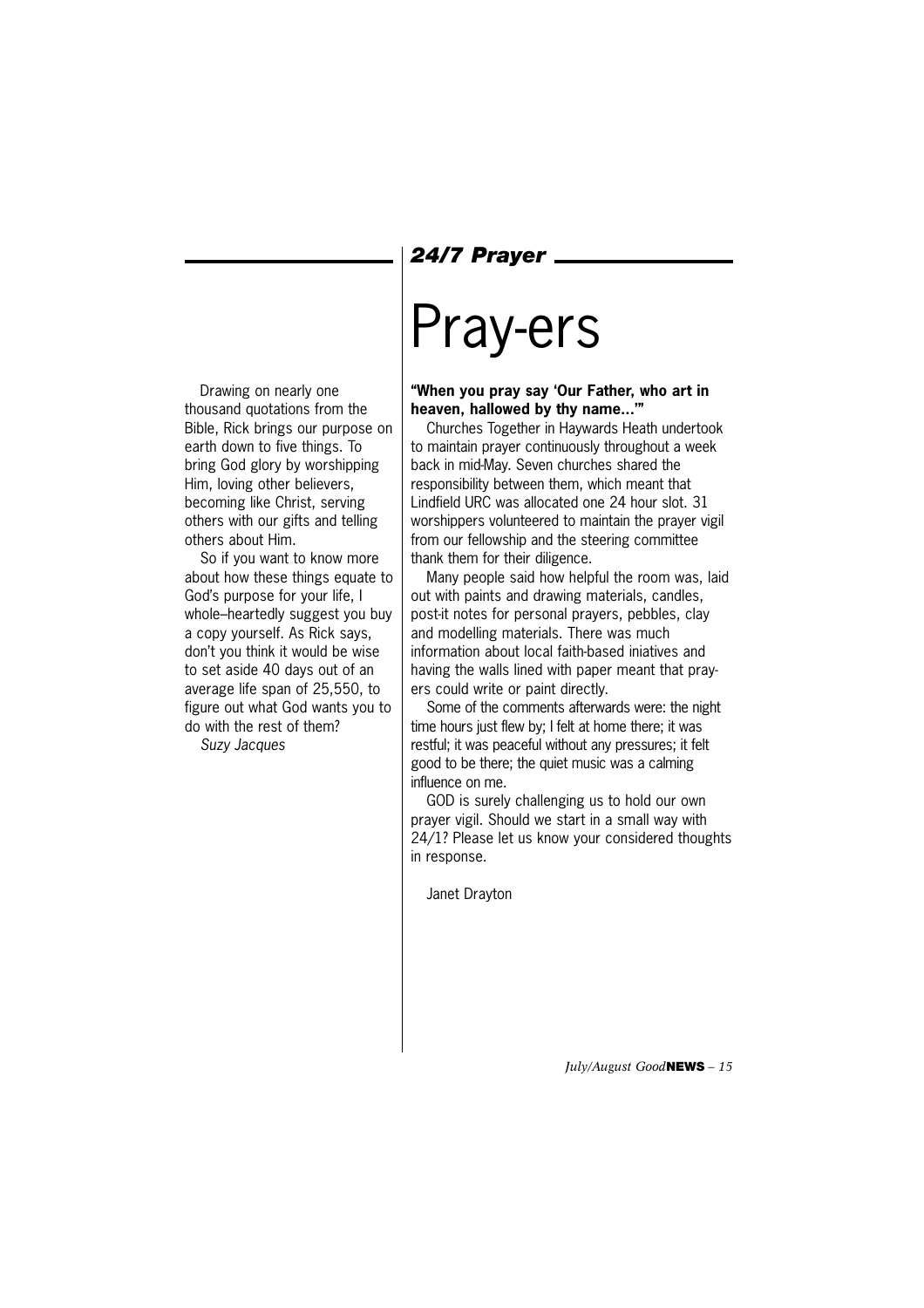Drawing on nearly one thousand quotations from the Bible, Rick brings our purpose on earth down to five things. To bring God glory by worshipping Him, loving other believers, becoming like Christ, serving others with our gifts and telling others about Him.

So if you want to know more about how these things equate to God's purpose for your life, I whole–heartedly suggest you buy a copy yourself. As Rick says, don't you think it would be wise to set aside 40 days out of an average life span of 25,550, to figure out what God wants you to do with the rest of them?

*Suzy Jacques*

***24/7 Prayer***

# Pray-ers

**"When you pray say 'Our Father, who art in heaven, hallowed by thy name…'"**

Churches Together in Haywards Heath undertook to maintain prayer continuously throughout a week back in mid-May. Seven churches shared the responsibility between them, which meant that Lindfield URC was allocated one 24 hour slot. 31 worshippers volunteered to maintain the prayer vigil from our fellowship and the steering committee thank them for their diligence.

Many people said how helpful the room was, laid out with paints and drawing materials, candles, post-it notes for personal prayers, pebbles, clay and modelling materials. There was much information about local faith-based iniatives and having the walls lined with paper meant that pray-ers could write or paint directly.

Some of the comments afterwards were: the night time hours just flew by; I felt at home there; it was restful; it was peaceful without any pressures; it felt good to be there; the quiet music was a calming influence on me.

GOD is surely challenging us to hold our own prayer vigil. Should we start in a small way with 24/1? Please let us know your considered thoughts in response.

Janet Drayton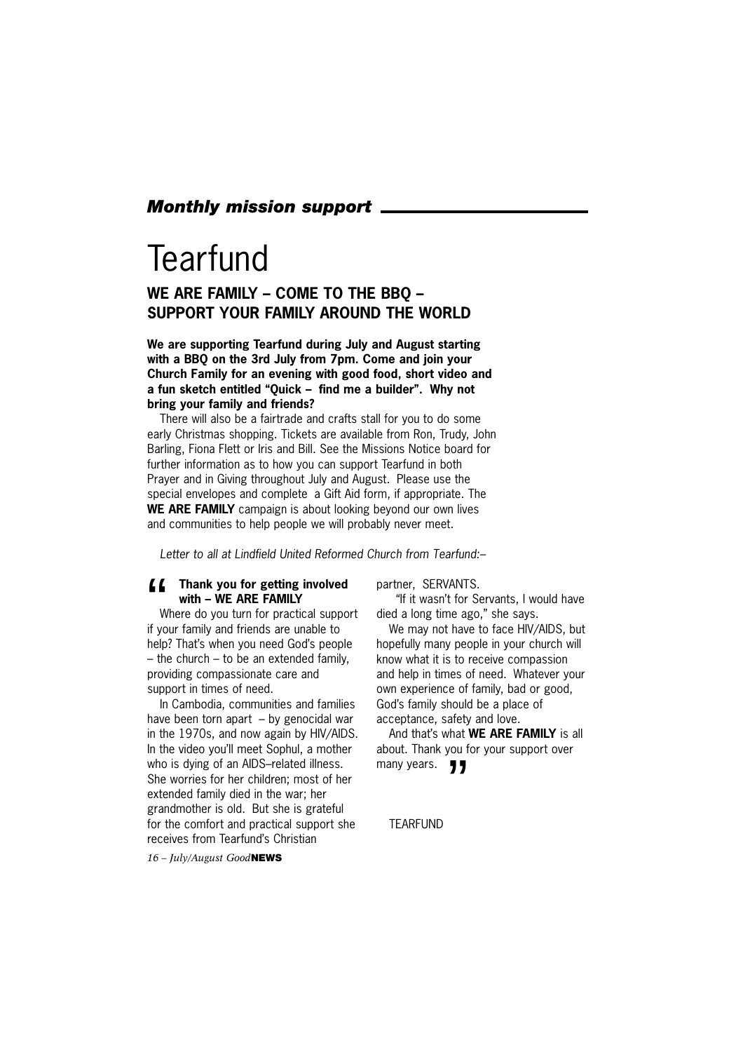***Monthly mission support***

# Tearfund

## WE ARE FAMILY – COME TO THE BBQ – SUPPORT YOUR FAMILY AROUND THE WORLD

**We are supporting Tearfund during July and August starting with a BBQ on the 3rd July from 7pm. Come and join your Church Family for an evening with good food, short video and a fun sketch entitled "Quick – find me a builder". Why not bring your family and friends?**

There will also be a fairtrade and crafts stall for you to do some early Christmas shopping. Tickets are available from Ron, Trudy, John Barling, Fiona Flett or Iris and Bill. See the Missions Notice board for further information as to how you can support Tearfund in both Prayer and in Giving throughout July and August. Please use the special envelopes and complete a Gift Aid form, if appropriate. The **WE ARE FAMILY** campaign is about looking beyond our own lives and communities to help people we will probably never meet.

*Letter to all at Lindfield United Reformed Church from Tearfund:–*

" **Thank you for getting involved with – WE ARE FAMILY**

Where do you turn for practical support if your family and friends are unable to help? That's when you need God's people – the church – to be an extended family, providing compassionate care and support in times of need.

In Cambodia, communities and families have been torn apart – by genocidal war in the 1970s, and now again by HIV/AIDS. In the video you'll meet Sophul, a mother who is dying of an AIDS–related illness. She worries for her children; most of her extended family died in the war; her grandmother is old. But she is grateful for the comfort and practical support she receives from Tearfund's Christian partner, SERVANTS.

"If it wasn't for Servants, I would have died a long time ago," she says.

We may not have to face HIV/AIDS, but hopefully many people in your church will know what it is to receive compassion and help in times of need. Whatever your own experience of family, bad or good, God's family should be a place of acceptance, safety and love.

And that's what **WE ARE FAMILY** is all about. Thank you for your support over many years. "

TEARFUND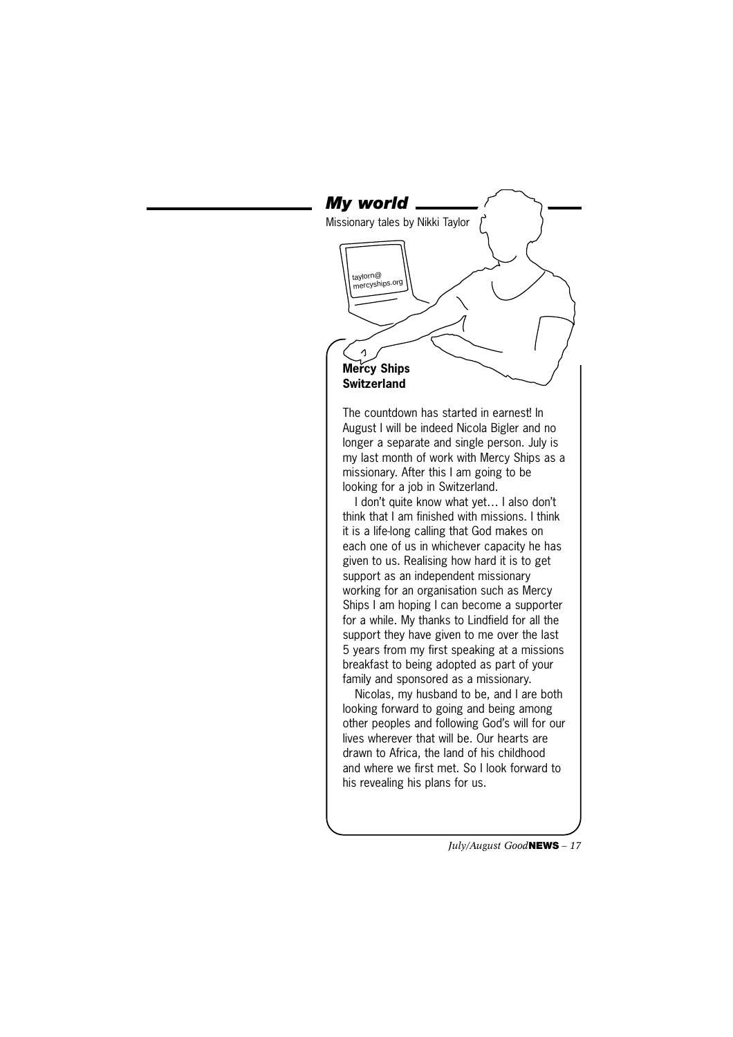## *My world*

Missionary tales by Nikki Taylor

taylorn@mercyships.org

**Mercy Ships Switzerland**

The countdown has started in earnest! In August I will be indeed Nicola Bigler and no longer a separate and single person. July is my last month of work with Mercy Ships as a missionary. After this I am going to be looking for a job in Switzerland.

I don't quite know what yet… I also don't think that I am finished with missions. I think it is a life-long calling that God makes on each one of us in whichever capacity he has given to us. Realising how hard it is to get support as an independent missionary working for an organisation such as Mercy Ships I am hoping I can become a supporter for a while. My thanks to Lindfield for all the support they have given to me over the last 5 years from my first speaking at a missions breakfast to being adopted as part of your family and sponsored as a missionary.

Nicolas, my husband to be, and I are both looking forward to going and being among other peoples and following God's will for our lives wherever that will be. Our hearts are drawn to Africa, the land of his childhood and where we first met. So I look forward to his revealing his plans for us.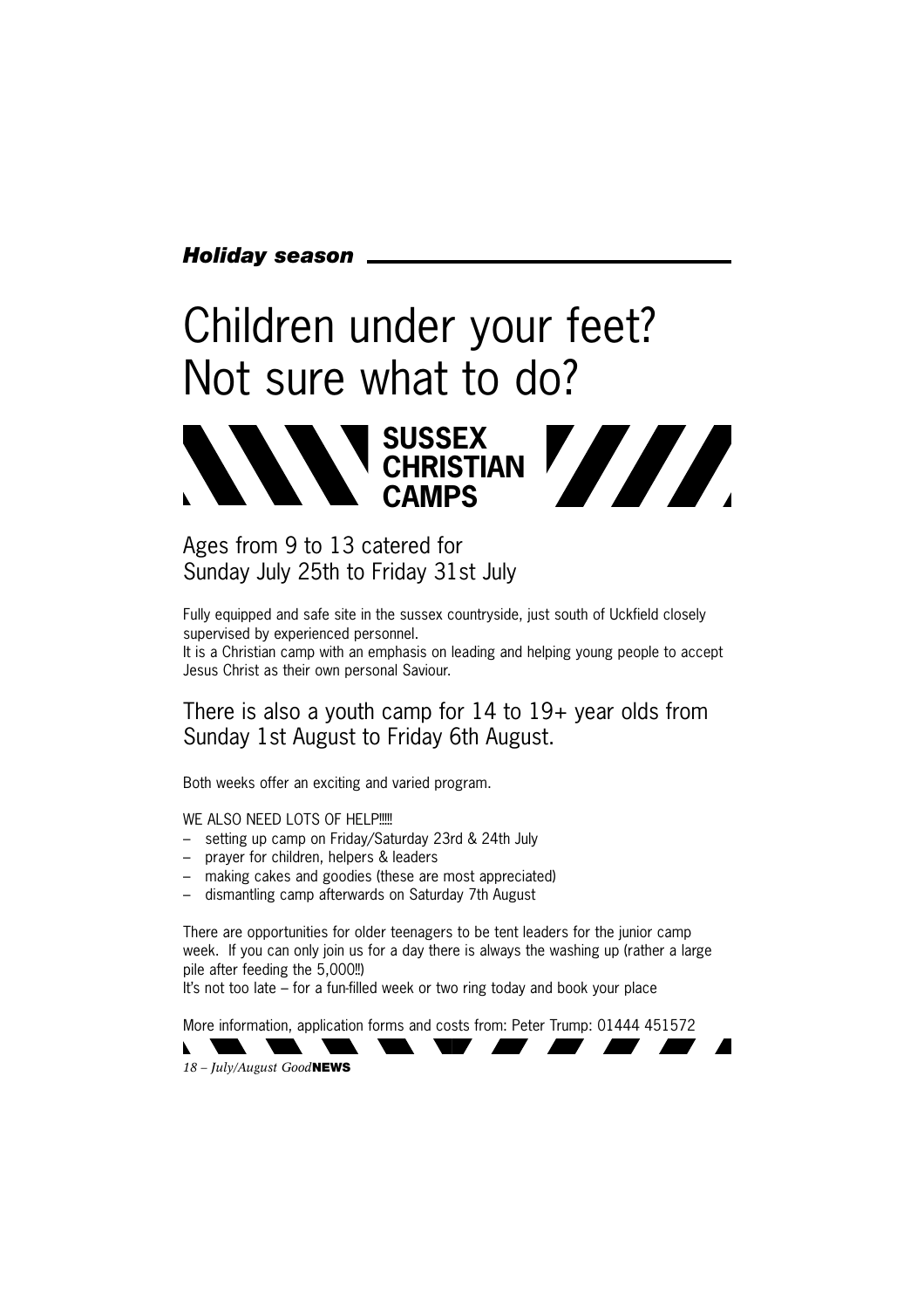*Holiday season*

# Children under your feet? Not sure what to do?

## SUSSEX CHRISTIAN CAMPS

### Ages from 9 to 13 catered for
### Sunday July 25th to Friday 31st July

Fully equipped and safe site in the sussex countryside, just south of Uckfield closely supervised by experienced personnel.
It is a Christian camp with an emphasis on leading and helping young people to accept Jesus Christ as their own personal Saviour.

### There is also a youth camp for 14 to 19+ year olds from Sunday 1st August to Friday 6th August.

Both weeks offer an exciting and varied program.

WE ALSO NEED LOTS OF HELP!!!!!

- setting up camp on Friday/Saturday 23rd & 24th July
- prayer for children, helpers & leaders
- making cakes and goodies (these are most appreciated)
- dismantling camp afterwards on Saturday 7th August

There are opportunities for older teenagers to be tent leaders for the junior camp week. If you can only join us for a day there is always the washing up (rather a large pile after feeding the 5,000!!)
It's not too late – for a fun-filled week or two ring today and book your place

More information, application forms and costs from: Peter Trump: 01444 451572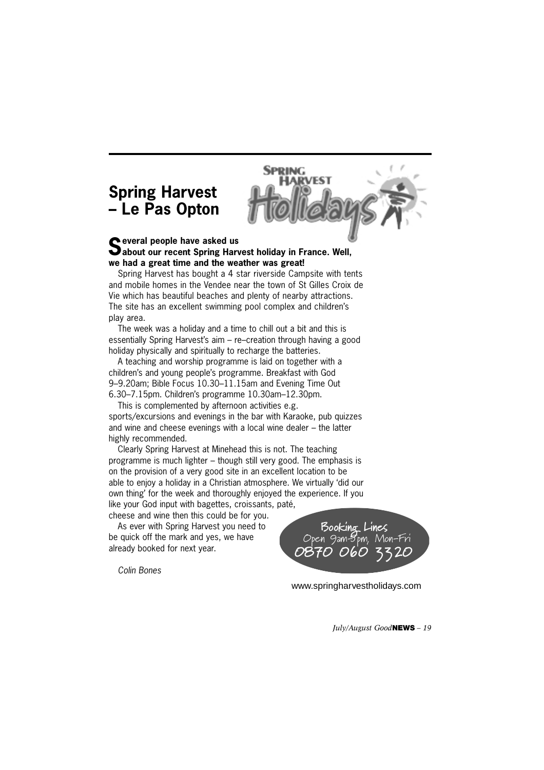## Spring Harvest – Le Pas Opton

**Several people have asked us about our recent Spring Harvest holiday in France. Well, we had a great time and the weather was great!**

Spring Harvest has bought a 4 star riverside Campsite with tents and mobile homes in the Vendee near the town of St Gilles Croix de Vie which has beautiful beaches and plenty of nearby attractions. The site has an excellent swimming pool complex and children's play area.

The week was a holiday and a time to chill out a bit and this is essentially Spring Harvest's aim – re–creation through having a good holiday physically and spiritually to recharge the batteries.

A teaching and worship programme is laid on together with a children's and young people's programme. Breakfast with God 9–9.20am; Bible Focus 10.30–11.15am and Evening Time Out 6.30–7.15pm. Children's programme 10.30am–12.30pm.

This is complemented by afternoon activities e.g. sports/excursions and evenings in the bar with Karaoke, pub quizzes and wine and cheese evenings with a local wine dealer – the latter highly recommended.

Clearly Spring Harvest at Minehead this is not. The teaching programme is much lighter – though still very good. The emphasis is on the provision of a very good site in an excellent location to be able to enjoy a holiday in a Christian atmosphere. We virtually 'did our own thing' for the week and thoroughly enjoyed the experience. If you like your God input with bagettes, croissants, paté, cheese and wine then this could be for you.

As ever with Spring Harvest you need to be quick off the mark and yes, we have already booked for next year.

*Colin Bones*

**Booking Lines**
Open 9am-5pm, Mon-Fri
**0870 060 3320**

www.springharvestholidays.com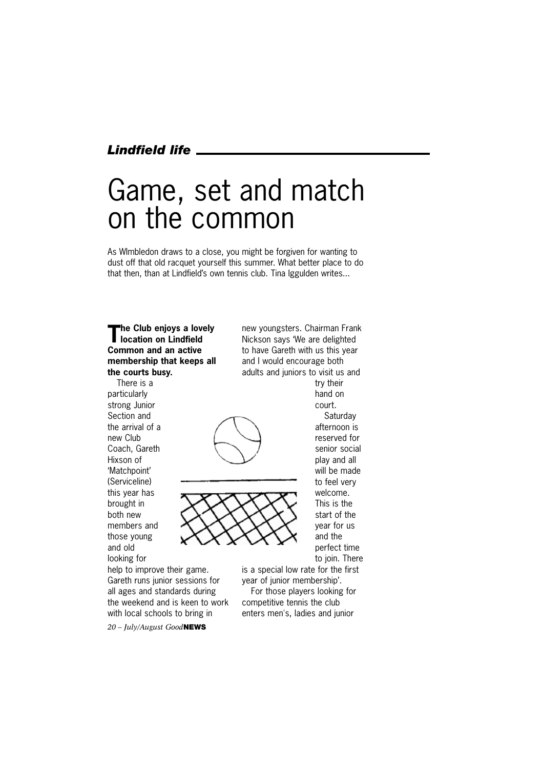*Lindfield life*

# Game, set and match on the common

As WImbledon draws to a close, you might be forgiven for wanting to dust off that old racquet yourself this summer. What better place to do that then, than at Lindfield's own tennis club. Tina Iggulden writes...

**The Club enjoys a lovely location on Lindfield Common and an active membership that keeps all the courts busy.**

There is a particularly strong Junior Section and the arrival of a new Club Coach, Gareth Hixson of 'Matchpoint' (Serviceline) this year has brought in both new members and those young and old looking for help to improve their game. Gareth runs junior sessions for all ages and standards during the weekend and is keen to work with local schools to bring in new youngsters. Chairman Frank Nickson says 'We are delighted to have Gareth with us this year and I would encourage both adults and juniors to visit us and try their hand on court.

Saturday afternoon is reserved for senior social play and all will be made to feel very welcome. This is the start of the year for us and the perfect time to join. There is a special low rate for the first year of junior membership'.

For those players looking for competitive tennis the club enters men's, ladies and junior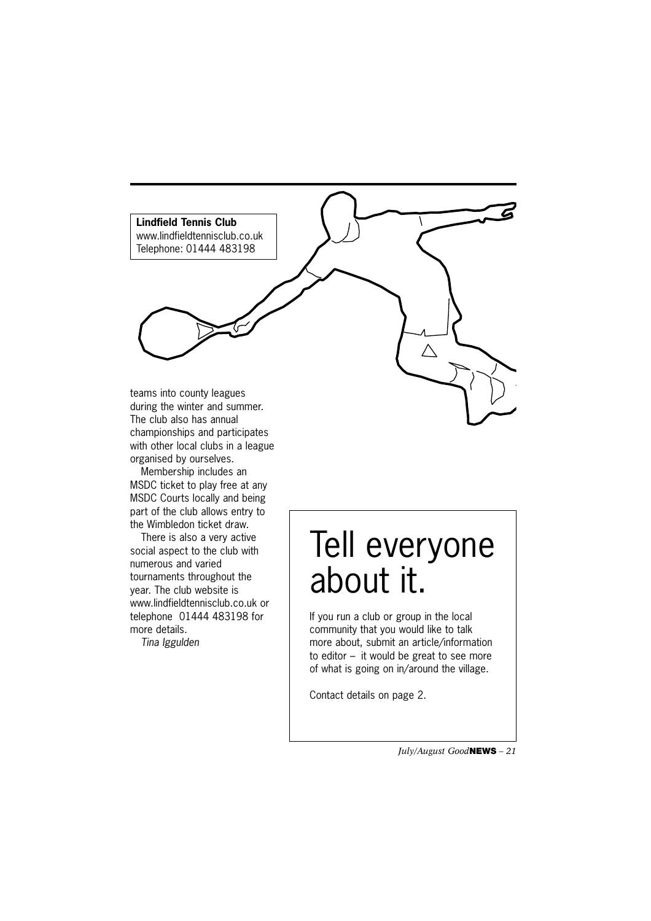**Lindfield Tennis Club**
www.lindfieldtennisclub.co.uk
Telephone: 01444 483198

teams into county leagues during the winter and summer. The club also has annual championships and participates with other local clubs in a league organised by ourselves.

Membership includes an MSDC ticket to play free at any MSDC Courts locally and being part of the club allows entry to the Wimbledon ticket draw.

There is also a very active social aspect to the club with numerous and varied tournaments throughout the year. The club website is www.lindfieldtennisclub.co.uk or telephone 01444 483198 for more details.

*Tina Iggulden*

# Tell everyone about it.

If you run a club or group in the local community that you would like to talk more about, submit an article/information to editor – it would be great to see more of what is going on in/around the village.

Contact details on page 2.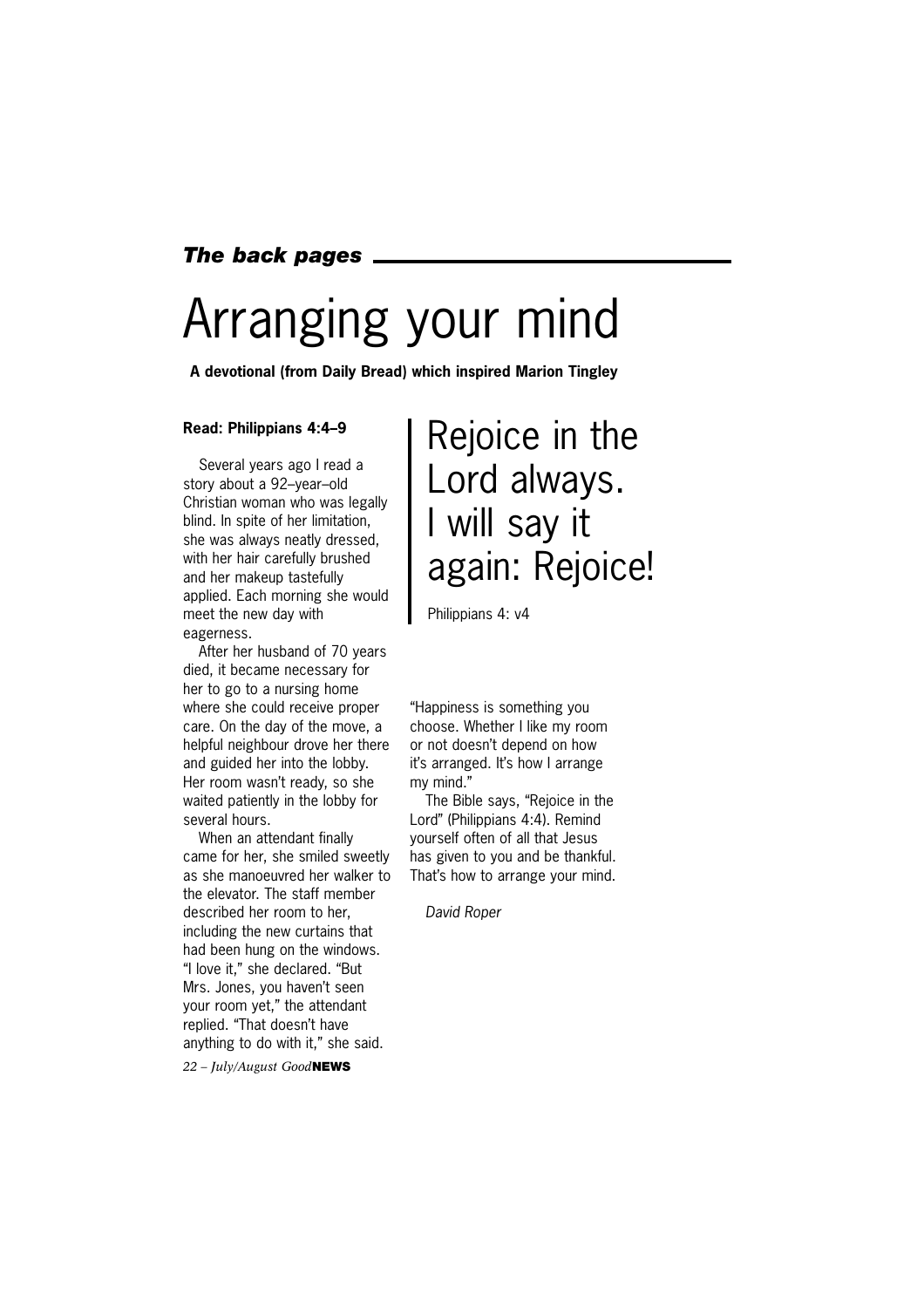*The back pages*

# Arranging your mind

**A devotional (from Daily Bread) which inspired Marion Tingley**

**Read: Philippians 4:4–9**

Several years ago I read a story about a 92–year–old Christian woman who was legally blind. In spite of her limitation, she was always neatly dressed, with her hair carefully brushed and her makeup tastefully applied. Each morning she would meet the new day with eagerness.

After her husband of 70 years died, it became necessary for her to go to a nursing home where she could receive proper care. On the day of the move, a helpful neighbour drove her there and guided her into the lobby. Her room wasn't ready, so she waited patiently in the lobby for several hours.

When an attendant finally came for her, she smiled sweetly as she manoeuvred her walker to the elevator. The staff member described her room to her, including the new curtains that had been hung on the windows. "I love it," she declared. "But Mrs. Jones, you haven't seen your room yet," the attendant replied. "That doesn't have anything to do with it," she said. "Happiness is something you choose. Whether I like my room or not doesn't depend on how it's arranged. It's how I arrange my mind."

The Bible says, "Rejoice in the Lord" (Philippians 4:4). Remind yourself often of all that Jesus has given to you and be thankful. That's how to arrange your mind.

*David Roper*

> Rejoice in the Lord always. I will say it again: Rejoice!
>
> Philippians 4: v4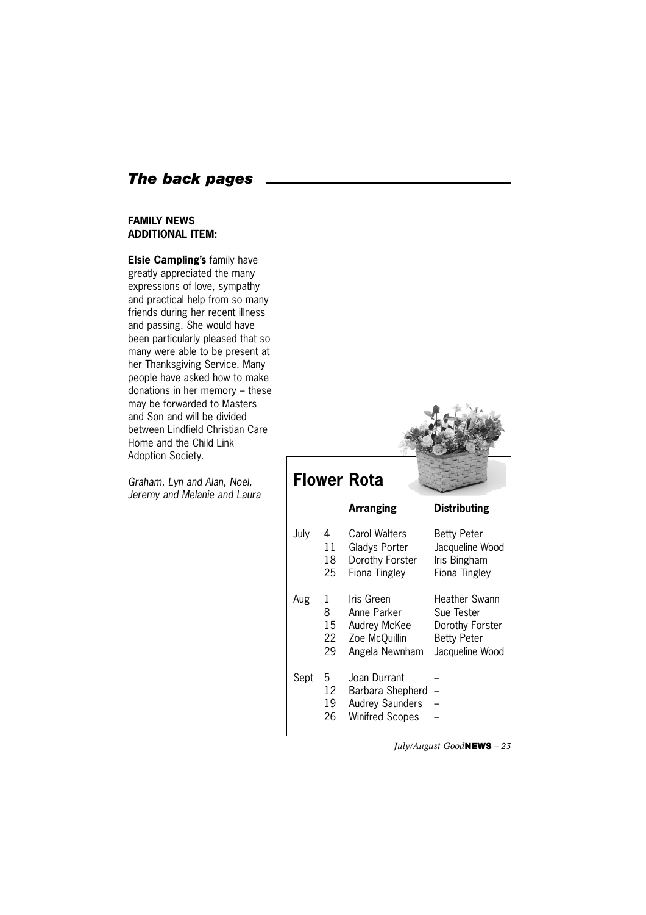## The back pages

**FAMILY NEWS**
**ADDITIONAL ITEM:**

**Elsie Campling's** family have greatly appreciated the many expressions of love, sympathy and practical help from so many friends during her recent illness and passing. She would have been particularly pleased that so many were able to be present at her Thanksgiving Service. Many people have asked how to make donations in her memory – these may be forwarded to Masters and Son and will be divided between Lindfield Christian Care Home and the Child Link Adoption Society.

*Graham, Lyn and Alan, Noel, Jeremy and Melanie and Laura*

## Flower Rota

| | | Arranging | Distributing |
|---|---|---|---|
| July | 4 | Carol Walters | Betty Peter |
| | 11 | Gladys Porter | Jacqueline Wood |
| | 18 | Dorothy Forster | Iris Bingham |
| | 25 | Fiona Tingley | Fiona Tingley |
| Aug | 1 | Iris Green | Heather Swann |
| | 8 | Anne Parker | Sue Tester |
| | 15 | Audrey McKee | Dorothy Forster |
| | 22 | Zoe McQuillin | Betty Peter |
| | 29 | Angela Newnham | Jacqueline Wood |
| Sept | 5 | Joan Durrant | – |
| | 12 | Barbara Shepherd | – |
| | 19 | Audrey Saunders | – |
| | 26 | Winifred Scopes | – |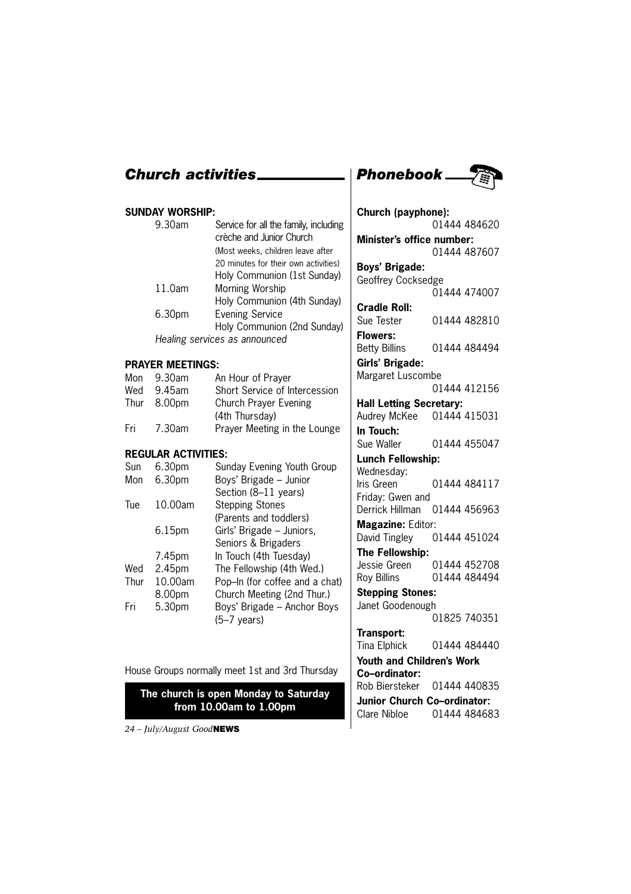## *Church activities*

**SUNDAY WORSHIP:**

| | |
|---|---|
| 9.30am | Service for all the family, including crèche and Junior Church (Most weeks, children leave after 20 minutes for their own activities) |
| | Holy Communion (1st Sunday) |
| 11.0am | Morning Worship |
| | Holy Communion (4th Sunday) |
| 6.30pm | Evening Service |
| | Holy Communion (2nd Sunday) |

*Healing services as announced*

**PRAYER MEETINGS:**

| | | |
|---|---|---|
| Mon | 9.30am | An Hour of Prayer |
| Wed | 9.45am | Short Service of Intercession |
| Thur | 8.00pm | Church Prayer Evening (4th Thursday) |
| Fri | 7.30am | Prayer Meeting in the Lounge |

**REGULAR ACTIVITIES:**

| | | |
|---|---|---|
| Sun | 6.30pm | Sunday Evening Youth Group |
| Mon | 6.30pm | Boys' Brigade – Junior Section (8–11 years) |
| Tue | 10.00am | Stepping Stones (Parents and toddlers) |
| | 6.15pm | Girls' Brigade – Juniors, Seniors & Brigaders |
| | 7.45pm | In Touch (4th Tuesday) |
| Wed | 2.45pm | The Fellowship (4th Wed.) |
| Thur | 10.00am | Pop–In (for coffee and a chat) |
| | 8.00pm | Church Meeting (2nd Thur.) |
| Fri | 5.30pm | Boys' Brigade – Anchor Boys (5–7 years) |

House Groups normally meet 1st and 3rd Thursday

**The church is open Monday to Saturday from 10.00am to 1.00pm**

## *Phonebook*

**Church (payphone):** 01444 484620

**Minister's office number:** 01444 487607

**Boys' Brigade:**
Geoffrey Cocksedge 01444 474007

**Cradle Roll:**
Sue Tester 01444 482810

**Flowers:**
Betty Billins 01444 484494

**Girls' Brigade:**
Margaret Luscombe 01444 412156

**Hall Letting Secretary:**
Audrey McKee 01444 415031

**In Touch:**
Sue Waller 01444 455047

**Lunch Fellowship:**
Wednesday:
Iris Green 01444 484117
Friday: Gwen and Derrick Hillman 01444 456963

**Magazine:** Editor:
David Tingley 01444 451024

**The Fellowship:**
Jessie Green 01444 452708
Roy Billins 01444 484494

**Stepping Stones:**
Janet Goodenough 01825 740351

**Transport:**
Tina Elphick 01444 484440

**Youth and Children's Work Co–ordinator:**
Rob Biersteker 01444 440835

**Junior Church Co–ordinator:**
Clare Nibloe 01444 484683